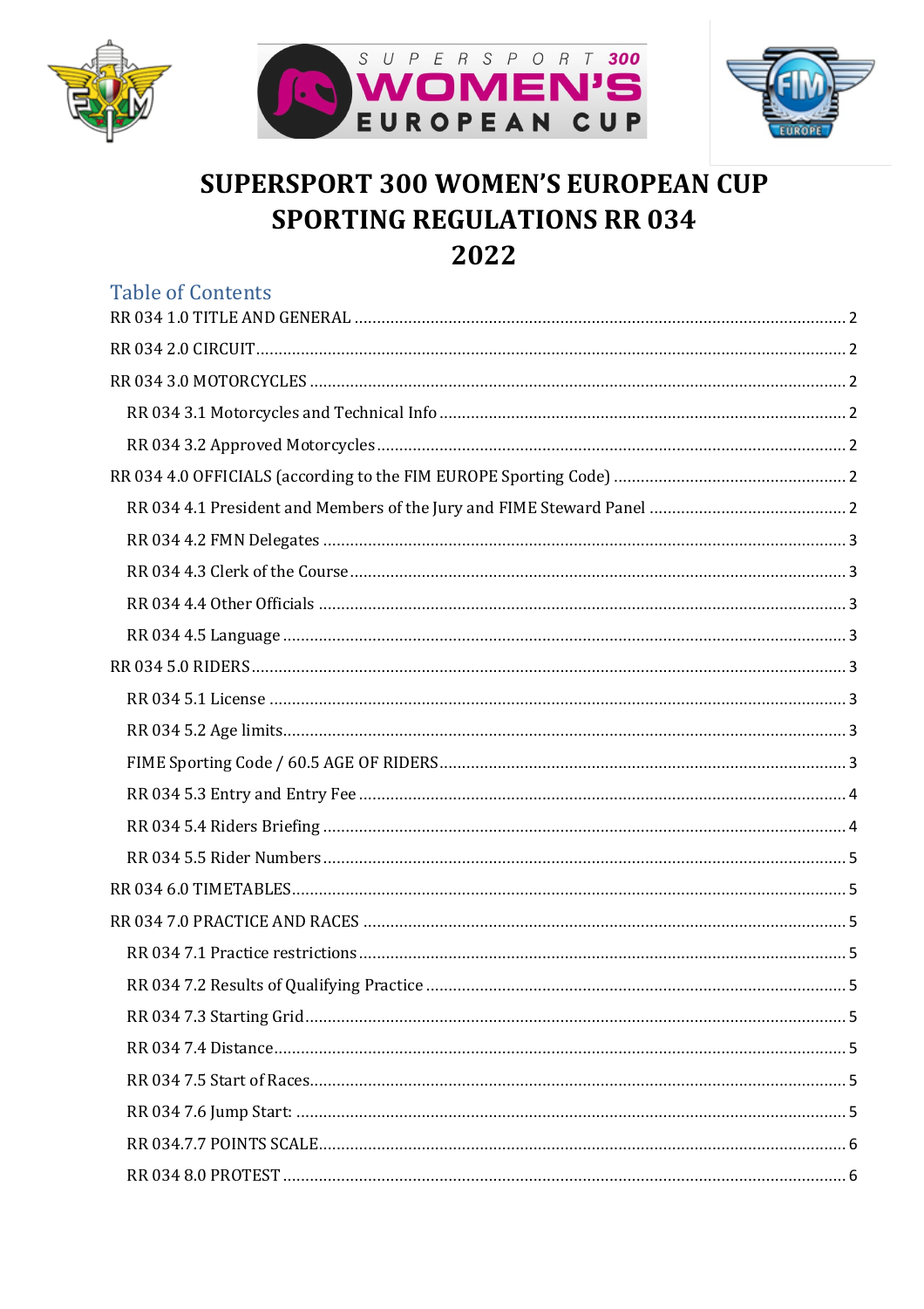# SUPERSPORT 300 WOMEN'S EUROPEAN CUP
# SPORTING REGULATIONS RR 034
# 2022

## Table of Contents

RR 034 1.0 TITLE AND GENERAL ..... 2

RR 034 2.0 CIRCUIT ..... 2

RR 034 3.0 MOTORCYCLES ..... 2

- RR 034 3.1 Motorcycles and Technical Info ..... 2
- RR 034 3.2 Approved Motorcycles ..... 2

RR 034 4.0 OFFICIALS (according to the FIM EUROPE Sporting Code) ..... 2

- RR 034 4.1 President and Members of the Jury and FIME Steward Panel ..... 2
- RR 034 4.2 FMN Delegates ..... 3
- RR 034 4.3 Clerk of the Course ..... 3
- RR 034 4.4 Other Officials ..... 3
- RR 034 4.5 Language ..... 3

RR 034 5.0 RIDERS ..... 3

- RR 034 5.1 License ..... 3
- RR 034 5.2 Age limits ..... 3
- FIME Sporting Code / 60.5 AGE OF RIDERS ..... 3
- RR 034 5.3 Entry and Entry Fee ..... 4
- RR 034 5.4 Riders Briefing ..... 4
- RR 034 5.5 Rider Numbers ..... 5

RR 034 6.0 TIMETABLES ..... 5

RR 034 7.0 PRACTICE AND RACES ..... 5

- RR 034 7.1 Practice restrictions ..... 5
- RR 034 7.2 Results of Qualifying Practice ..... 5
- RR 034 7.3 Starting Grid ..... 5
- RR 034 7.4 Distance ..... 5
- RR 034 7.5 Start of Races ..... 5
- RR 034 7.6 Jump Start: ..... 5
- RR 034.7.7 POINTS SCALE ..... 6
- RR 034 8.0 PROTEST ..... 6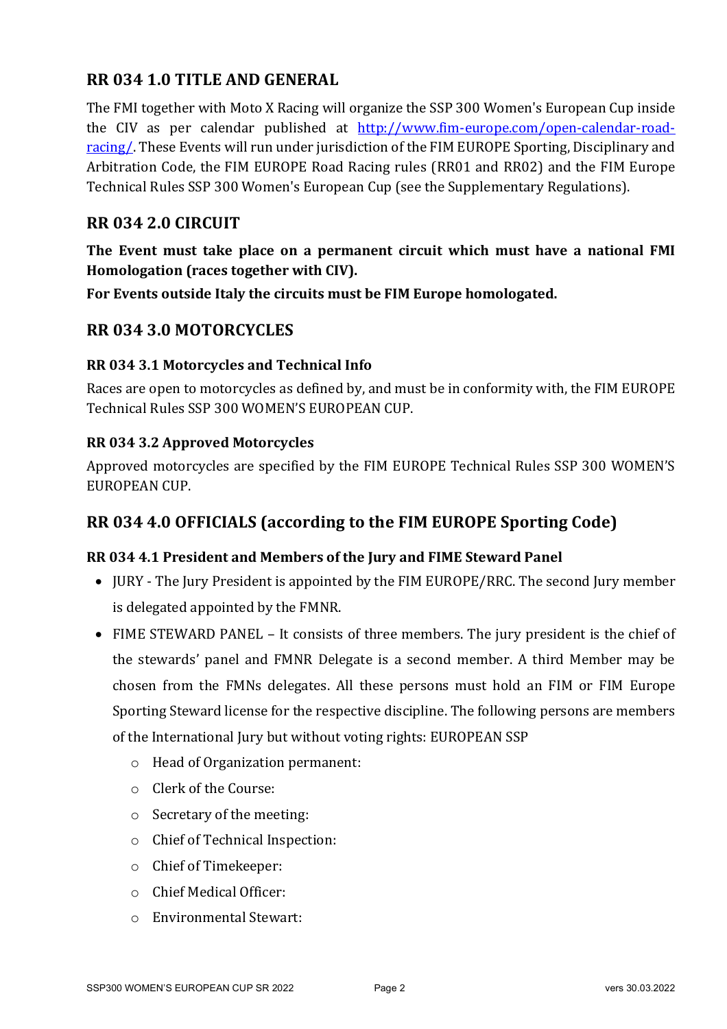## RR 034 1.0 TITLE AND GENERAL

The FMI together with Moto X Racing will organize the SSP 300 Women's European Cup inside the CIV as per calendar published at [http://www.fim-europe.com/open-calendar-road-racing/](http://www.fim-europe.com/open-calendar-road-racing/). These Events will run under jurisdiction of the FIM EUROPE Sporting, Disciplinary and Arbitration Code, the FIM EUROPE Road Racing rules (RR01 and RR02) and the FIM Europe Technical Rules SSP 300 Women's European Cup (see the Supplementary Regulations).

## RR 034 2.0 CIRCUIT

**The Event must take place on a permanent circuit which must have a national FMI Homologation (races together with CIV).**

**For Events outside Italy the circuits must be FIM Europe homologated.**

## RR 034 3.0 MOTORCYCLES

### RR 034 3.1 Motorcycles and Technical Info

Races are open to motorcycles as defined by, and must be in conformity with, the FIM EUROPE Technical Rules SSP 300 WOMEN'S EUROPEAN CUP.

### RR 034 3.2 Approved Motorcycles

Approved motorcycles are specified by the FIM EUROPE Technical Rules SSP 300 WOMEN'S EUROPEAN CUP.

## RR 034 4.0 OFFICIALS (according to the FIM EUROPE Sporting Code)

### RR 034 4.1 President and Members of the Jury and FIME Steward Panel

- JURY - The Jury President is appointed by the FIM EUROPE/RRC. The second Jury member is delegated appointed by the FMNR.
- FIME STEWARD PANEL – It consists of three members. The jury president is the chief of the stewards' panel and FMNR Delegate is a second member. A third Member may be chosen from the FMNs delegates. All these persons must hold an FIM or FIM Europe Sporting Steward license for the respective discipline. The following persons are members of the International Jury but without voting rights: EUROPEAN SSP
  - Head of Organization permanent:
  - Clerk of the Course:
  - Secretary of the meeting:
  - Chief of Technical Inspection:
  - Chief of Timekeeper:
  - Chief Medical Officer:
  - Environmental Stewart: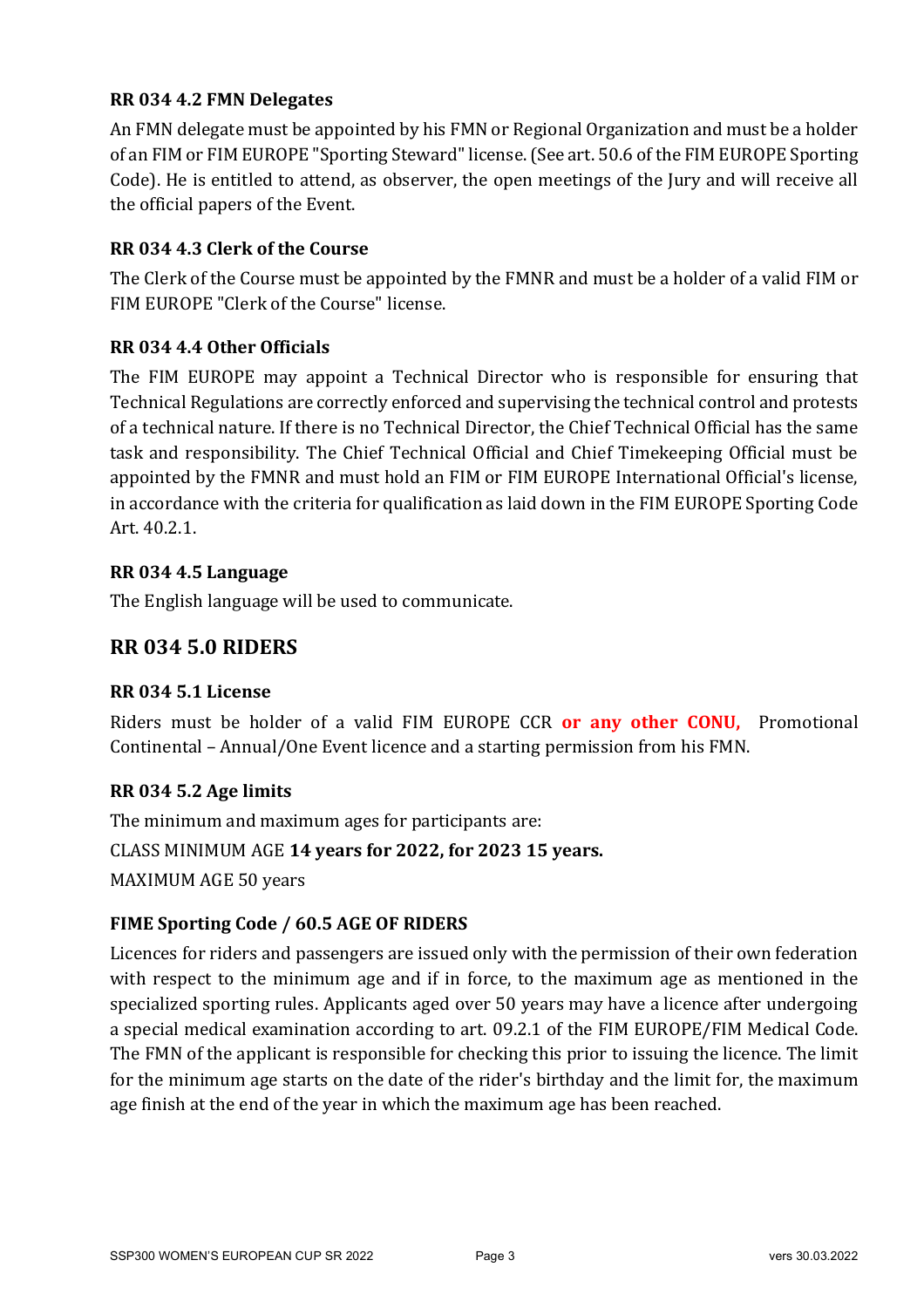### RR 034 4.2 FMN Delegates

An FMN delegate must be appointed by his FMN or Regional Organization and must be a holder of an FIM or FIM EUROPE "Sporting Steward" license. (See art. 50.6 of the FIM EUROPE Sporting Code). He is entitled to attend, as observer, the open meetings of the Jury and will receive all the official papers of the Event.

### RR 034 4.3 Clerk of the Course

The Clerk of the Course must be appointed by the FMNR and must be a holder of a valid FIM or FIM EUROPE "Clerk of the Course" license.

### RR 034 4.4 Other Officials

The FIM EUROPE may appoint a Technical Director who is responsible for ensuring that Technical Regulations are correctly enforced and supervising the technical control and protests of a technical nature. If there is no Technical Director, the Chief Technical Official has the same task and responsibility. The Chief Technical Official and Chief Timekeeping Official must be appointed by the FMNR and must hold an FIM or FIM EUROPE International Official's license, in accordance with the criteria for qualification as laid down in the FIM EUROPE Sporting Code Art. 40.2.1.

### RR 034 4.5 Language

The English language will be used to communicate.

## RR 034 5.0 RIDERS

### RR 034 5.1 License

Riders must be holder of a valid FIM EUROPE CCR **or any other CONU,** Promotional Continental – Annual/One Event licence and a starting permission from his FMN.

### RR 034 5.2 Age limits

The minimum and maximum ages for participants are:

CLASS MINIMUM AGE **14 years for 2022, for 2023 15 years.**

MAXIMUM AGE 50 years

### FIME Sporting Code / 60.5 AGE OF RIDERS

Licences for riders and passengers are issued only with the permission of their own federation with respect to the minimum age and if in force, to the maximum age as mentioned in the specialized sporting rules. Applicants aged over 50 years may have a licence after undergoing a special medical examination according to art. 09.2.1 of the FIM EUROPE/FIM Medical Code. The FMN of the applicant is responsible for checking this prior to issuing the licence. The limit for the minimum age starts on the date of the rider's birthday and the limit for, the maximum age finish at the end of the year in which the maximum age has been reached.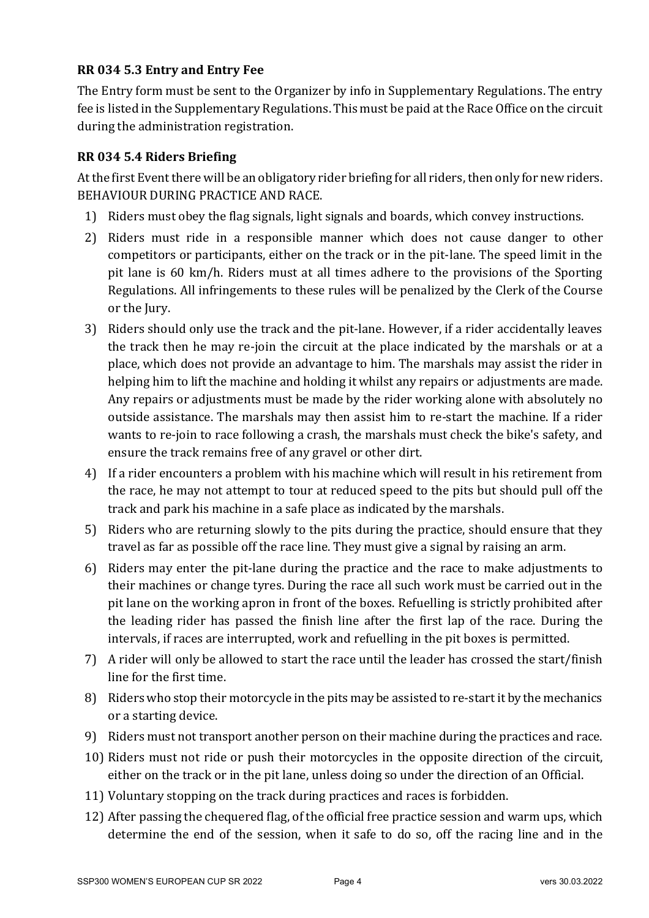### RR 034 5.3 Entry and Entry Fee

The Entry form must be sent to the Organizer by info in Supplementary Regulations. The entry fee is listed in the Supplementary Regulations. This must be paid at the Race Office on the circuit during the administration registration.

### RR 034 5.4 Riders Briefing

At the first Event there will be an obligatory rider briefing for all riders, then only for new riders. BEHAVIOUR DURING PRACTICE AND RACE.

1) Riders must obey the flag signals, light signals and boards, which convey instructions.
2) Riders must ride in a responsible manner which does not cause danger to other competitors or participants, either on the track or in the pit-lane. The speed limit in the pit lane is 60 km/h. Riders must at all times adhere to the provisions of the Sporting Regulations. All infringements to these rules will be penalized by the Clerk of the Course or the Jury.
3) Riders should only use the track and the pit-lane. However, if a rider accidentally leaves the track then he may re-join the circuit at the place indicated by the marshals or at a place, which does not provide an advantage to him. The marshals may assist the rider in helping him to lift the machine and holding it whilst any repairs or adjustments are made. Any repairs or adjustments must be made by the rider working alone with absolutely no outside assistance. The marshals may then assist him to re-start the machine. If a rider wants to re-join to race following a crash, the marshals must check the bike's safety, and ensure the track remains free of any gravel or other dirt.
4) If a rider encounters a problem with his machine which will result in his retirement from the race, he may not attempt to tour at reduced speed to the pits but should pull off the track and park his machine in a safe place as indicated by the marshals.
5) Riders who are returning slowly to the pits during the practice, should ensure that they travel as far as possible off the race line. They must give a signal by raising an arm.
6) Riders may enter the pit-lane during the practice and the race to make adjustments to their machines or change tyres. During the race all such work must be carried out in the pit lane on the working apron in front of the boxes. Refuelling is strictly prohibited after the leading rider has passed the finish line after the first lap of the race. During the intervals, if races are interrupted, work and refuelling in the pit boxes is permitted.
7) A rider will only be allowed to start the race until the leader has crossed the start/finish line for the first time.
8) Riders who stop their motorcycle in the pits may be assisted to re-start it by the mechanics or a starting device.
9) Riders must not transport another person on their machine during the practices and race.
10) Riders must not ride or push their motorcycles in the opposite direction of the circuit, either on the track or in the pit lane, unless doing so under the direction of an Official.
11) Voluntary stopping on the track during practices and races is forbidden.
12) After passing the chequered flag, of the official free practice session and warm ups, which determine the end of the session, when it safe to do so, off the racing line and in the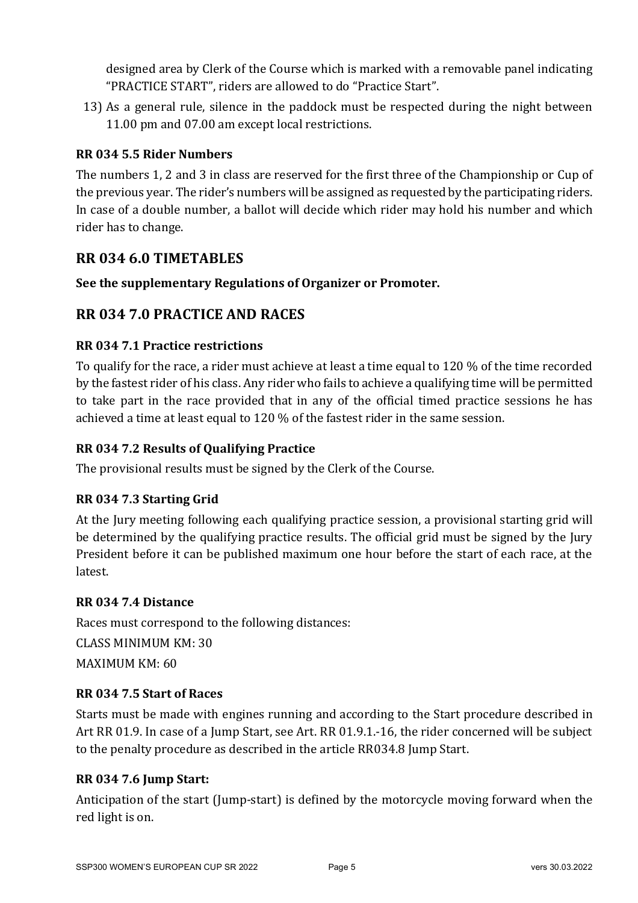designed area by Clerk of the Course which is marked with a removable panel indicating "PRACTICE START", riders are allowed to do "Practice Start".

13) As a general rule, silence in the paddock must be respected during the night between 11.00 pm and 07.00 am except local restrictions.

### RR 034 5.5 Rider Numbers

The numbers 1, 2 and 3 in class are reserved for the first three of the Championship or Cup of the previous year. The rider's numbers will be assigned as requested by the participating riders. In case of a double number, a ballot will decide which rider may hold his number and which rider has to change.

## RR 034 6.0 TIMETABLES

**See the supplementary Regulations of Organizer or Promoter.**

## RR 034 7.0 PRACTICE AND RACES

### RR 034 7.1 Practice restrictions

To qualify for the race, a rider must achieve at least a time equal to 120 % of the time recorded by the fastest rider of his class. Any rider who fails to achieve a qualifying time will be permitted to take part in the race provided that in any of the official timed practice sessions he has achieved a time at least equal to 120 % of the fastest rider in the same session.

### RR 034 7.2 Results of Qualifying Practice

The provisional results must be signed by the Clerk of the Course.

### RR 034 7.3 Starting Grid

At the Jury meeting following each qualifying practice session, a provisional starting grid will be determined by the qualifying practice results. The official grid must be signed by the Jury President before it can be published maximum one hour before the start of each race, at the latest.

### RR 034 7.4 Distance

Races must correspond to the following distances:

CLASS MINIMUM KM: 30

MAXIMUM KM: 60

### RR 034 7.5 Start of Races

Starts must be made with engines running and according to the Start procedure described in Art RR 01.9. In case of a Jump Start, see Art. RR 01.9.1.-16, the rider concerned will be subject to the penalty procedure as described in the article RR034.8 Jump Start.

### RR 034 7.6 Jump Start:

Anticipation of the start (Jump-start) is defined by the motorcycle moving forward when the red light is on.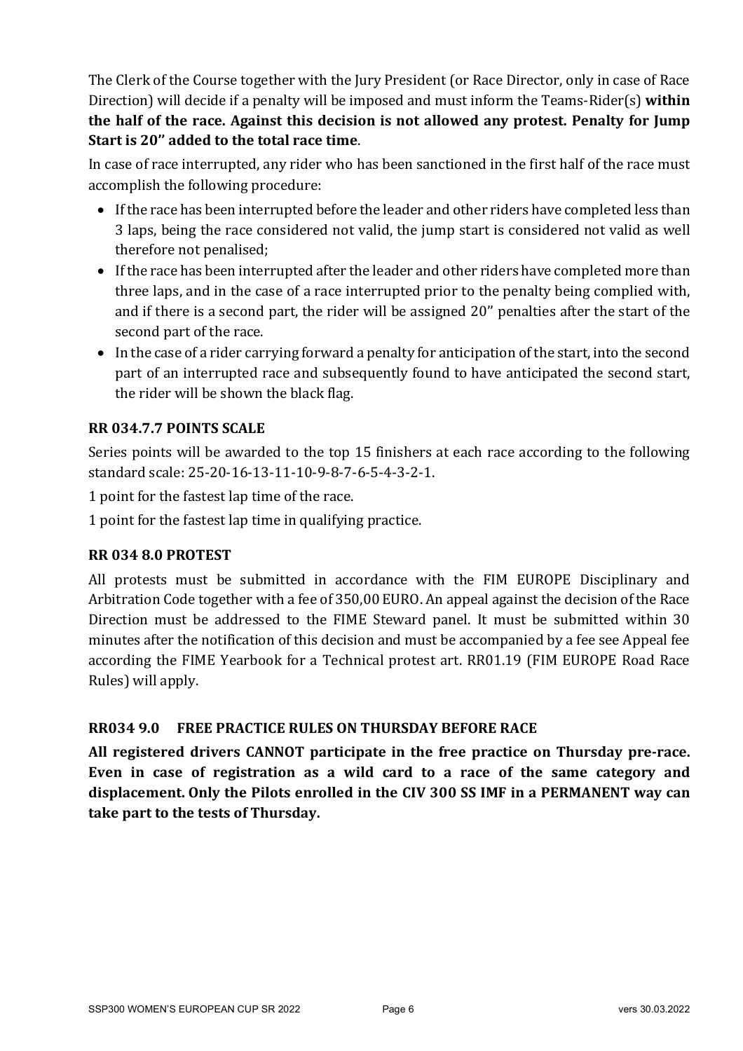The Clerk of the Course together with the Jury President (or Race Director, only in case of Race Direction) will decide if a penalty will be imposed and must inform the Teams-Rider(s) **within the half of the race. Against this decision is not allowed any protest. Penalty for Jump Start is 20" added to the total race time**.

In case of race interrupted, any rider who has been sanctioned in the first half of the race must accomplish the following procedure:

- If the race has been interrupted before the leader and other riders have completed less than 3 laps, being the race considered not valid, the jump start is considered not valid as well therefore not penalised;
- If the race has been interrupted after the leader and other riders have completed more than three laps, and in the case of a race interrupted prior to the penalty being complied with, and if there is a second part, the rider will be assigned 20" penalties after the start of the second part of the race.
- In the case of a rider carrying forward a penalty for anticipation of the start, into the second part of an interrupted race and subsequently found to have anticipated the second start, the rider will be shown the black flag.

### RR 034.7.7 POINTS SCALE

Series points will be awarded to the top 15 finishers at each race according to the following standard scale: 25-20-16-13-11-10-9-8-7-6-5-4-3-2-1.

1 point for the fastest lap time of the race.

1 point for the fastest lap time in qualifying practice.

### RR 034 8.0 PROTEST

All protests must be submitted in accordance with the FIM EUROPE Disciplinary and Arbitration Code together with a fee of 350,00 EURO. An appeal against the decision of the Race Direction must be addressed to the FIME Steward panel. It must be submitted within 30 minutes after the notification of this decision and must be accompanied by a fee see Appeal fee according the FIME Yearbook for a Technical protest art. RR01.19 (FIM EUROPE Road Race Rules) will apply.

### RR034 9.0 FREE PRACTICE RULES ON THURSDAY BEFORE RACE

**All registered drivers CANNOT participate in the free practice on Thursday pre-race. Even in case of registration as a wild card to a race of the same category and displacement. Only the Pilots enrolled in the CIV 300 SS IMF in a PERMANENT way can take part to the tests of Thursday.**